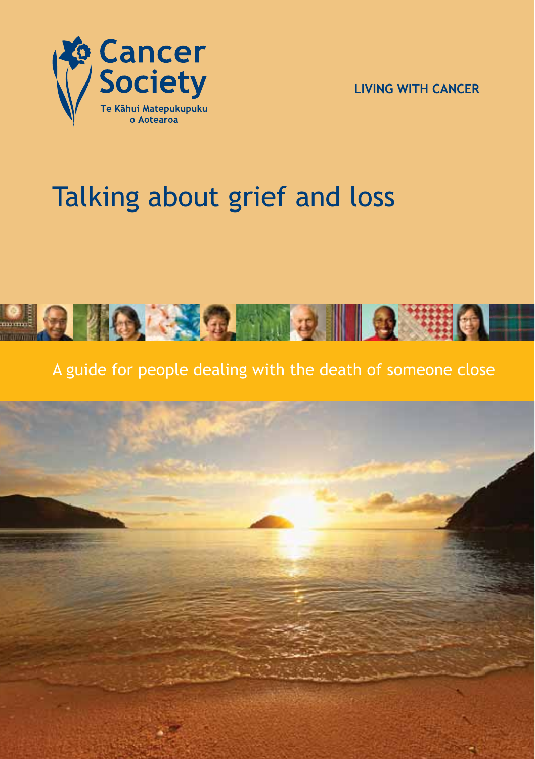Cancer Society

Te Kāhui Matepukupuku o Aotearoa

LIVING WITH CANCER

# Talking about grief and loss

A guide for people dealing with the death of someone close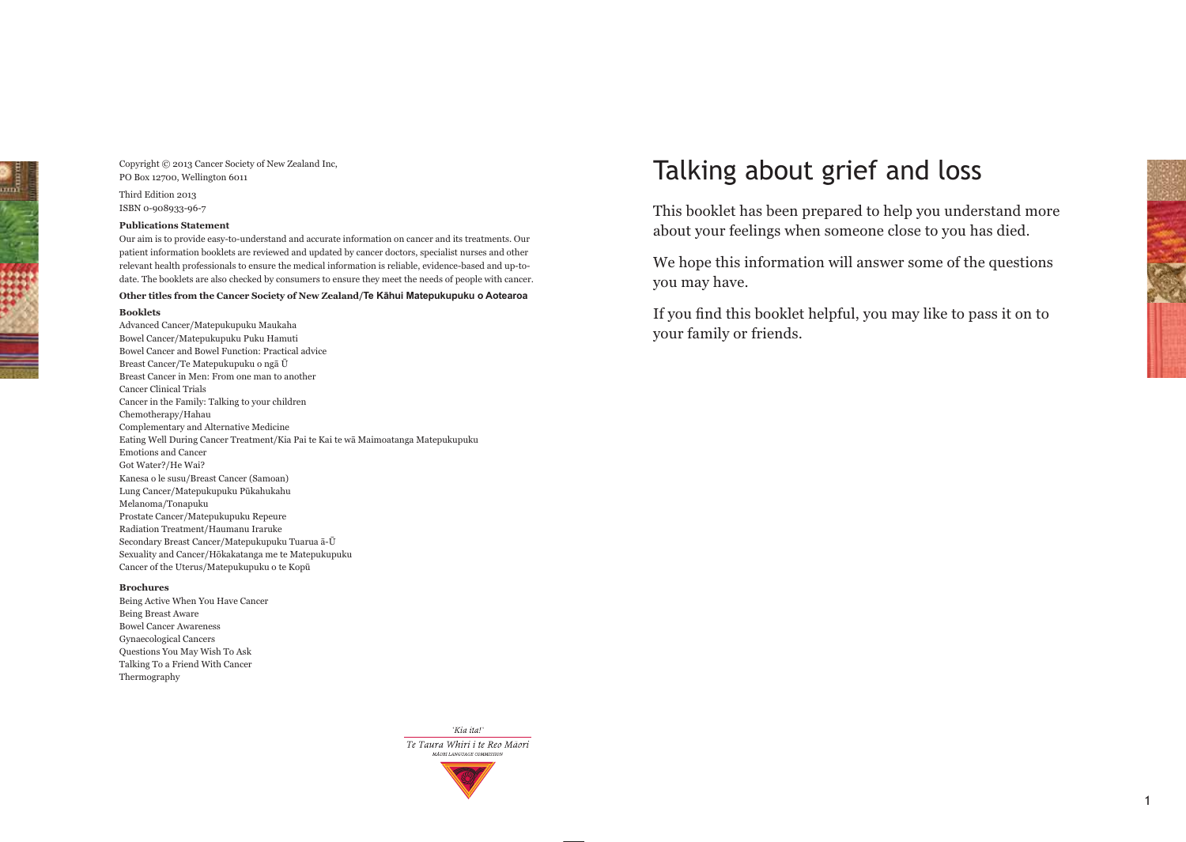Copyright © 2013 Cancer Society of New Zealand Inc,
PO Box 12700, Wellington 6011

Third Edition 2013
ISBN 0-908933-96-7

**Publications Statement**

Our aim is to provide easy-to-understand and accurate information on cancer and its treatments. Our patient information booklets are reviewed and updated by cancer doctors, specialist nurses and other relevant health professionals to ensure the medical information is reliable, evidence-based and up-to-date. The booklets are also checked by consumers to ensure they meet the needs of people with cancer.

**Other titles from the Cancer Society of New Zealand/Te Kāhui Matepukupuku o Aotearoa**

**Booklets**

Advanced Cancer/Matepukupuku Maukaha
Bowel Cancer/Matepukupuku Puku Hamuti
Bowel Cancer and Bowel Function: Practical advice
Breast Cancer/Te Matepukupuku o ngā Ū
Breast Cancer in Men: From one man to another
Cancer Clinical Trials
Cancer in the Family: Talking to your children
Chemotherapy/Hahau
Complementary and Alternative Medicine
Eating Well During Cancer Treatment/Kia Pai te Kai te wā Maimoatanga Matepukupuku
Emotions and Cancer
Got Water?/He Wai?
Kanesa o le susu/Breast Cancer (Samoan)
Lung Cancer/Matepukupuku Pūkahukahu
Melanoma/Tonapuku
Prostate Cancer/Matepukupuku Repeure
Radiation Treatment/Haumanu Iraruke
Secondary Breast Cancer/Matepukupuku Tuarua ā-Ū
Sexuality and Cancer/Hōkakatanga me te Matepukupuku
Cancer of the Uterus/Matepukupuku o te Kopū

**Brochures**

Being Active When You Have Cancer
Being Breast Aware
Bowel Cancer Awareness
Gynaecological Cancers
Questions You May Wish To Ask
Talking To a Friend With Cancer
Thermography

*'Kia ita!'*
*Te Taura Whiri i te Reo Māori*
MĀORI LANGUAGE COMMISSION

# Talking about grief and loss

This booklet has been prepared to help you understand more about your feelings when someone close to you has died.

We hope this information will answer some of the questions you may have.

If you find this booklet helpful, you may like to pass it on to your family or friends.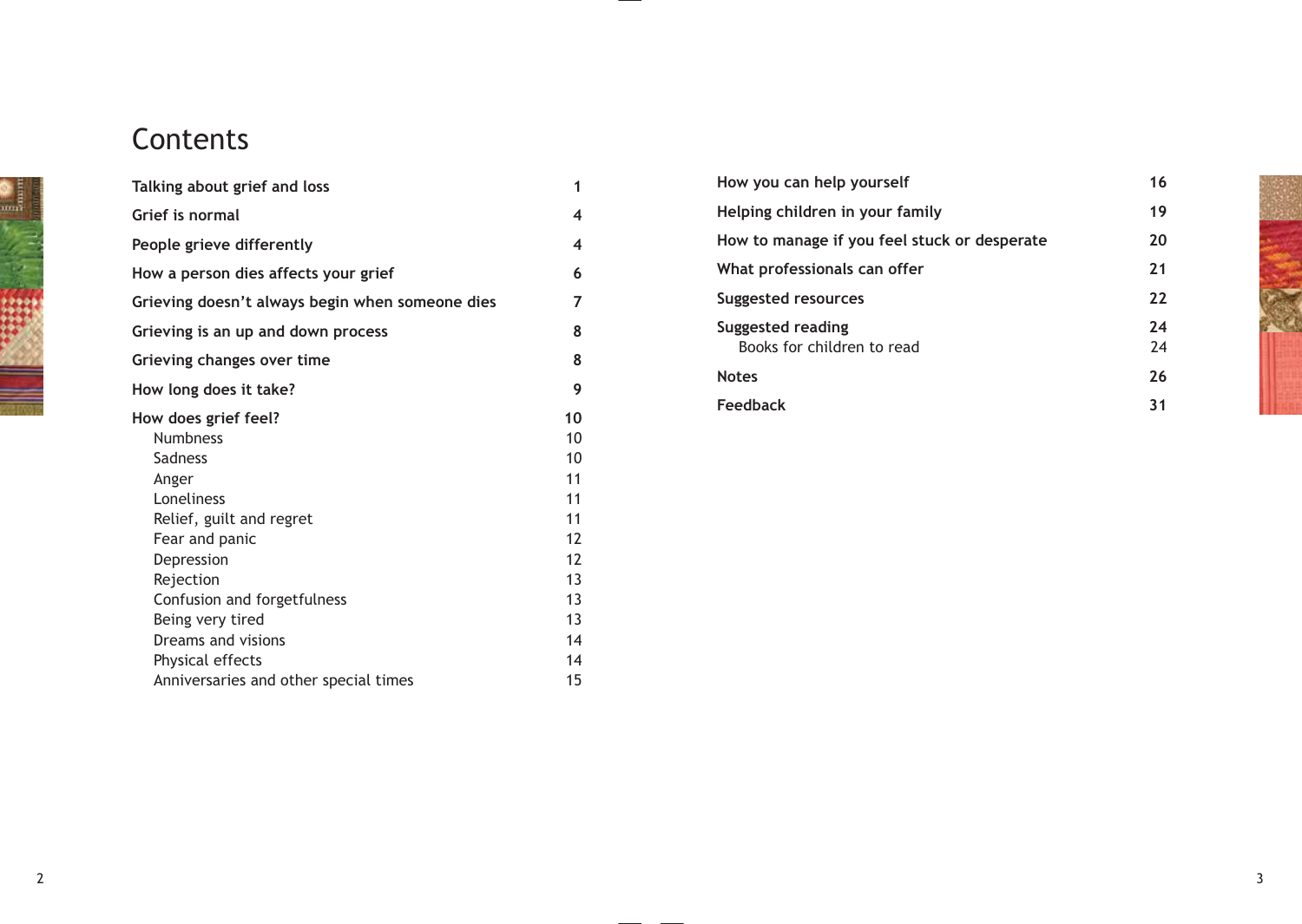# Contents

| | |
|---|---|
| **Talking about grief and loss** | **1** |
| **Grief is normal** | **4** |
| **People grieve differently** | **4** |
| **How a person dies affects your grief** | **6** |
| **Grieving doesn't always begin when someone dies** | **7** |
| **Grieving is an up and down process** | **8** |
| **Grieving changes over time** | **8** |
| **How long does it take?** | **9** |
| **How does grief feel?** | **10** |
| Numbness | 10 |
| Sadness | 10 |
| Anger | 11 |
| Loneliness | 11 |
| Relief, guilt and regret | 11 |
| Fear and panic | 12 |
| Depression | 12 |
| Rejection | 13 |
| Confusion and forgetfulness | 13 |
| Being very tired | 13 |
| Dreams and visions | 14 |
| Physical effects | 14 |
| Anniversaries and other special times | 15 |
| **How you can help yourself** | **16** |
| **Helping children in your family** | **19** |
| **How to manage if you feel stuck or desperate** | **20** |
| **What professionals can offer** | **21** |
| **Suggested resources** | **22** |
| **Suggested reading** | **24** |
| Books for children to read | 24 |
| **Notes** | **26** |
| **Feedback** | **31** |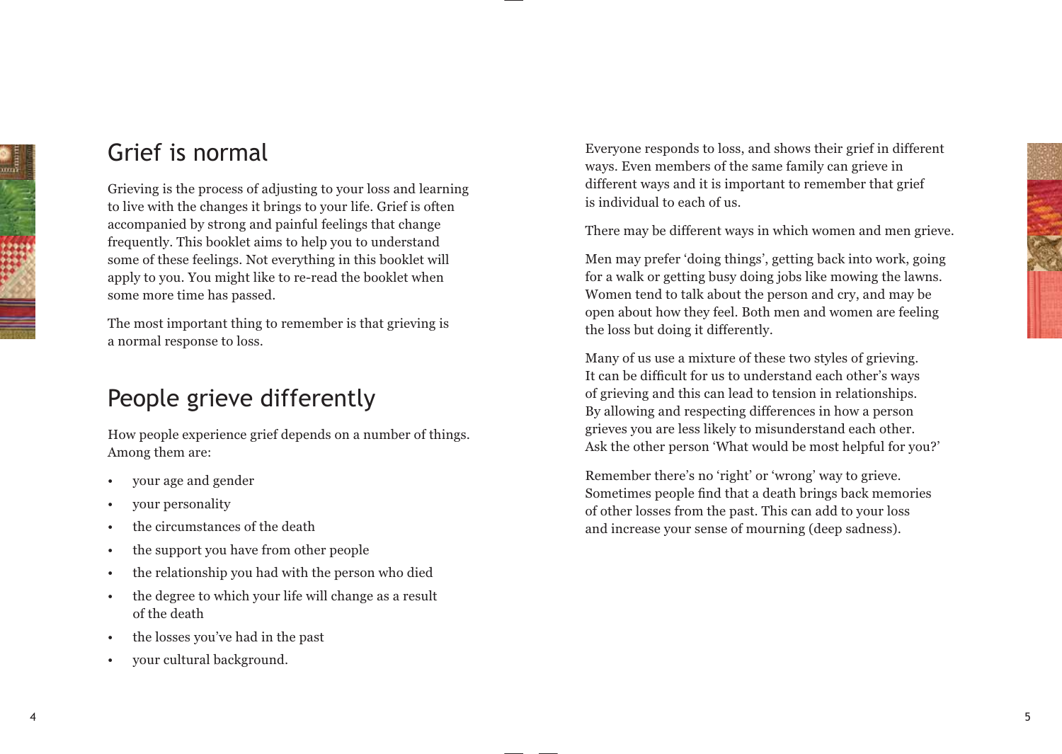## Grief is normal

Grieving is the process of adjusting to your loss and learning to live with the changes it brings to your life. Grief is often accompanied by strong and painful feelings that change frequently. This booklet aims to help you to understand some of these feelings. Not everything in this booklet will apply to you. You might like to re-read the booklet when some more time has passed.

The most important thing to remember is that grieving is a normal response to loss.

## People grieve differently

How people experience grief depends on a number of things. Among them are:

- your age and gender
- your personality
- the circumstances of the death
- the support you have from other people
- the relationship you had with the person who died
- the degree to which your life will change as a result of the death
- the losses you've had in the past
- your cultural background.

Everyone responds to loss, and shows their grief in different ways. Even members of the same family can grieve in different ways and it is important to remember that grief is individual to each of us.

There may be different ways in which women and men grieve.

Men may prefer 'doing things', getting back into work, going for a walk or getting busy doing jobs like mowing the lawns. Women tend to talk about the person and cry, and may be open about how they feel. Both men and women are feeling the loss but doing it differently.

Many of us use a mixture of these two styles of grieving. It can be difficult for us to understand each other's ways of grieving and this can lead to tension in relationships. By allowing and respecting differences in how a person grieves you are less likely to misunderstand each other. Ask the other person 'What would be most helpful for you?'

Remember there's no 'right' or 'wrong' way to grieve. Sometimes people find that a death brings back memories of other losses from the past. This can add to your loss and increase your sense of mourning (deep sadness).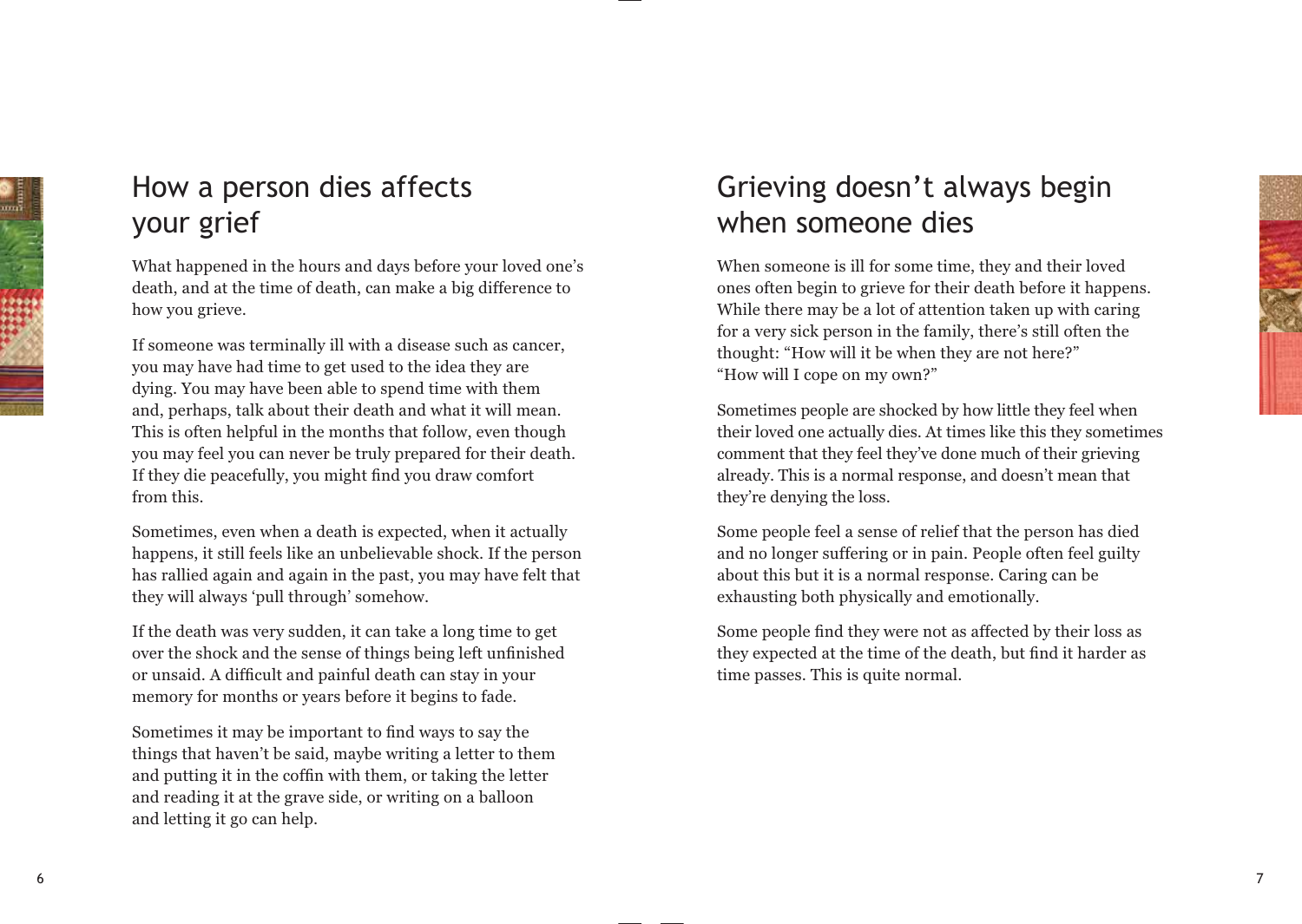## How a person dies affects your grief

What happened in the hours and days before your loved one's death, and at the time of death, can make a big difference to how you grieve.

If someone was terminally ill with a disease such as cancer, you may have had time to get used to the idea they are dying. You may have been able to spend time with them and, perhaps, talk about their death and what it will mean. This is often helpful in the months that follow, even though you may feel you can never be truly prepared for their death. If they die peacefully, you might find you draw comfort from this.

Sometimes, even when a death is expected, when it actually happens, it still feels like an unbelievable shock. If the person has rallied again and again in the past, you may have felt that they will always 'pull through' somehow.

If the death was very sudden, it can take a long time to get over the shock and the sense of things being left unfinished or unsaid. A difficult and painful death can stay in your memory for months or years before it begins to fade.

Sometimes it may be important to find ways to say the things that haven't be said, maybe writing a letter to them and putting it in the coffin with them, or taking the letter and reading it at the grave side, or writing on a balloon and letting it go can help.

## Grieving doesn't always begin when someone dies

When someone is ill for some time, they and their loved ones often begin to grieve for their death before it happens. While there may be a lot of attention taken up with caring for a very sick person in the family, there's still often the thought: "How will it be when they are not here?" "How will I cope on my own?"

Sometimes people are shocked by how little they feel when their loved one actually dies. At times like this they sometimes comment that they feel they've done much of their grieving already. This is a normal response, and doesn't mean that they're denying the loss.

Some people feel a sense of relief that the person has died and no longer suffering or in pain. People often feel guilty about this but it is a normal response. Caring can be exhausting both physically and emotionally.

Some people find they were not as affected by their loss as they expected at the time of the death, but find it harder as time passes. This is quite normal.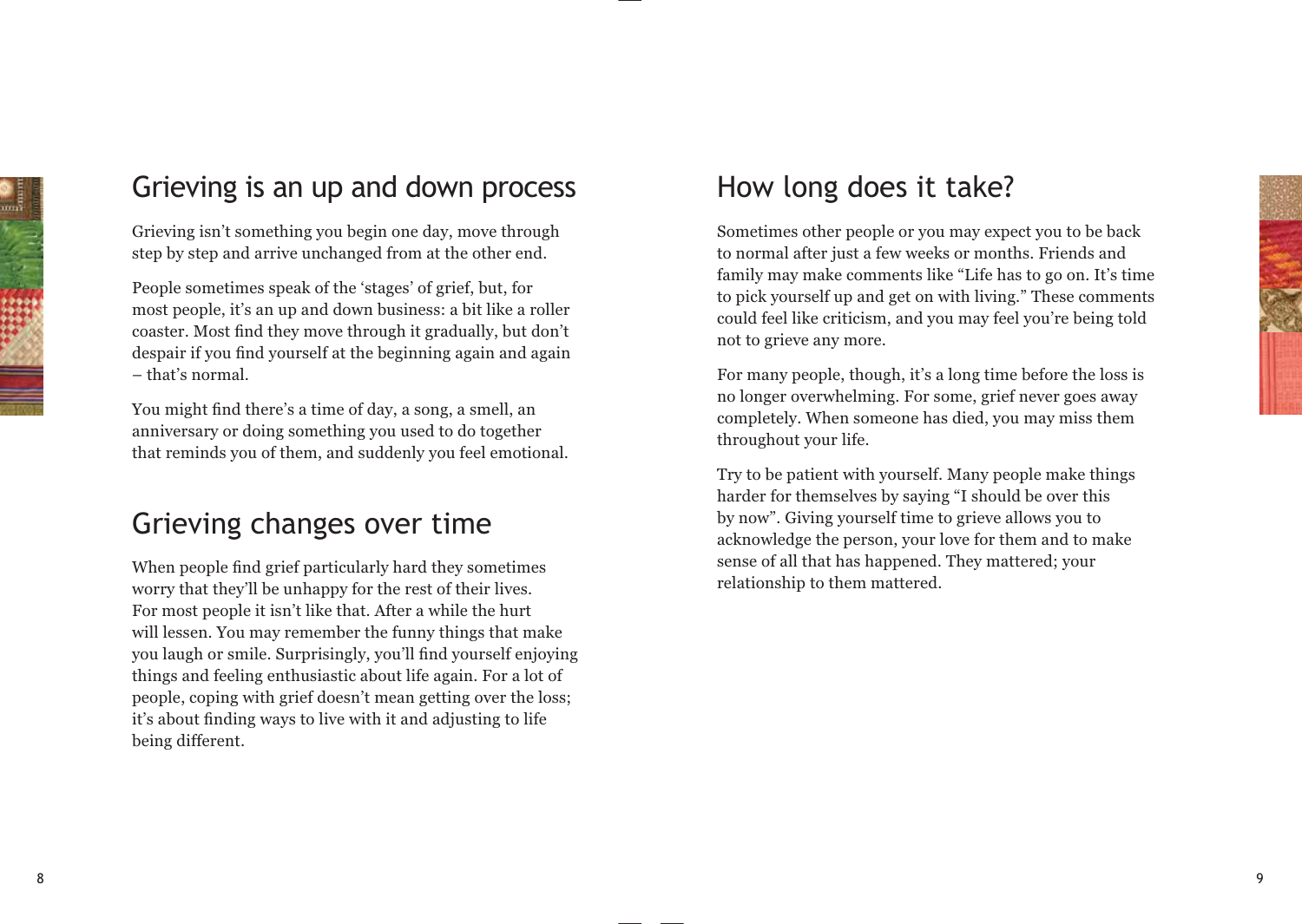## Grieving is an up and down process

Grieving isn't something you begin one day, move through step by step and arrive unchanged from at the other end.

People sometimes speak of the 'stages' of grief, but, for most people, it's an up and down business: a bit like a roller coaster. Most find they move through it gradually, but don't despair if you find yourself at the beginning again and again – that's normal.

You might find there's a time of day, a song, a smell, an anniversary or doing something you used to do together that reminds you of them, and suddenly you feel emotional.

## Grieving changes over time

When people find grief particularly hard they sometimes worry that they'll be unhappy for the rest of their lives. For most people it isn't like that. After a while the hurt will lessen. You may remember the funny things that make you laugh or smile. Surprisingly, you'll find yourself enjoying things and feeling enthusiastic about life again. For a lot of people, coping with grief doesn't mean getting over the loss; it's about finding ways to live with it and adjusting to life being different.

## How long does it take?

Sometimes other people or you may expect you to be back to normal after just a few weeks or months. Friends and family may make comments like "Life has to go on. It's time to pick yourself up and get on with living." These comments could feel like criticism, and you may feel you're being told not to grieve any more.

For many people, though, it's a long time before the loss is no longer overwhelming. For some, grief never goes away completely. When someone has died, you may miss them throughout your life.

Try to be patient with yourself. Many people make things harder for themselves by saying "I should be over this by now". Giving yourself time to grieve allows you to acknowledge the person, your love for them and to make sense of all that has happened. They mattered; your relationship to them mattered.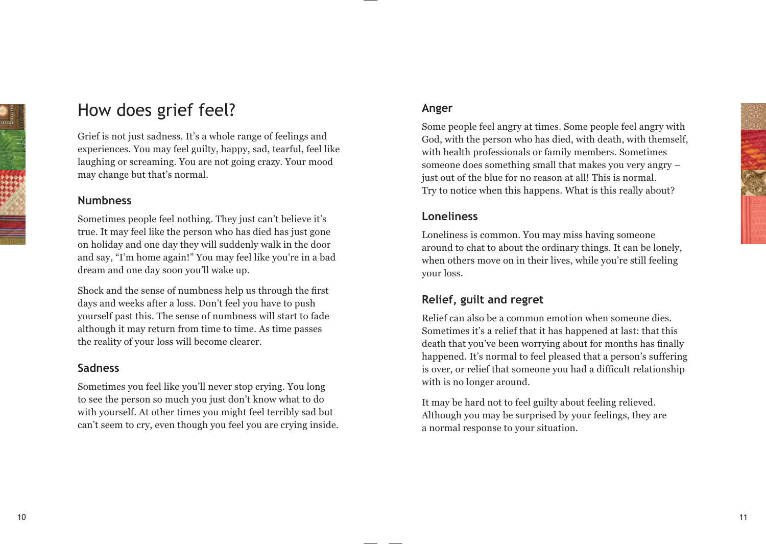# How does grief feel?

Grief is not just sadness. It's a whole range of feelings and experiences. You may feel guilty, happy, sad, tearful, feel like laughing or screaming. You are not going crazy. Your mood may change but that's normal.

## Numbness

Sometimes people feel nothing. They just can't believe it's true. It may feel like the person who has died has just gone on holiday and one day they will suddenly walk in the door and say, "I'm home again!" You may feel like you're in a bad dream and one day soon you'll wake up.

Shock and the sense of numbness help us through the first days and weeks after a loss. Don't feel you have to push yourself past this. The sense of numbness will start to fade although it may return from time to time. As time passes the reality of your loss will become clearer.

## Sadness

Sometimes you feel like you'll never stop crying. You long to see the person so much you just don't know what to do with yourself. At other times you might feel terribly sad but can't seem to cry, even though you feel you are crying inside.

## Anger

Some people feel angry at times. Some people feel angry with God, with the person who has died, with death, with themself, with health professionals or family members. Sometimes someone does something small that makes you very angry – just out of the blue for no reason at all! This is normal. Try to notice when this happens. What is this really about?

## Loneliness

Loneliness is common. You may miss having someone around to chat to about the ordinary things. It can be lonely, when others move on in their lives, while you're still feeling your loss.

## Relief, guilt and regret

Relief can also be a common emotion when someone dies. Sometimes it's a relief that it has happened at last: that this death that you've been worrying about for months has finally happened. It's normal to feel pleased that a person's suffering is over, or relief that someone you had a difficult relationship with is no longer around.

It may be hard not to feel guilty about feeling relieved. Although you may be surprised by your feelings, they are a normal response to your situation.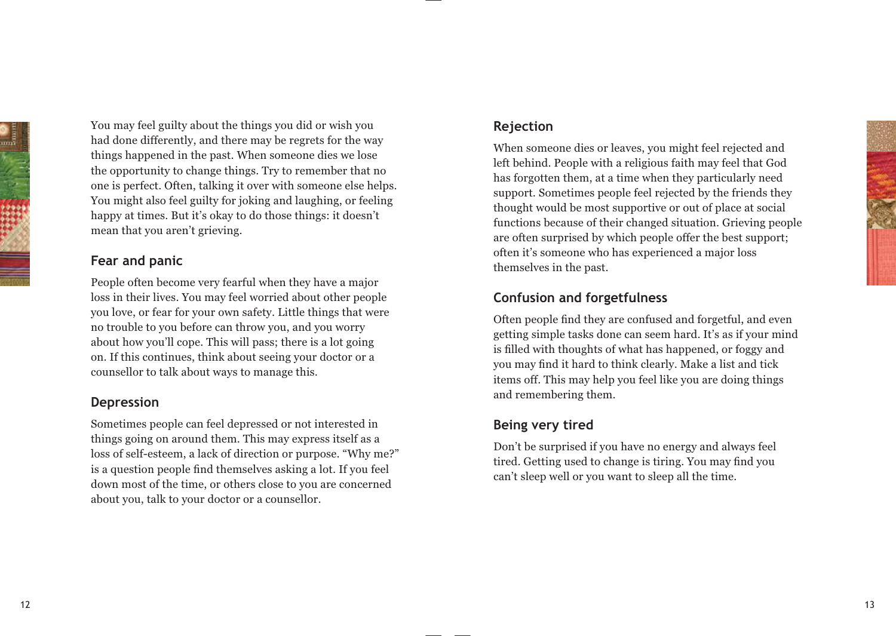You may feel guilty about the things you did or wish you had done differently, and there may be regrets for the way things happened in the past. When someone dies we lose the opportunity to change things. Try to remember that no one is perfect. Often, talking it over with someone else helps. You might also feel guilty for joking and laughing, or feeling happy at times. But it's okay to do those things: it doesn't mean that you aren't grieving.

### Fear and panic

People often become very fearful when they have a major loss in their lives. You may feel worried about other people you love, or fear for your own safety. Little things that were no trouble to you before can throw you, and you worry about how you'll cope. This will pass; there is a lot going on. If this continues, think about seeing your doctor or a counsellor to talk about ways to manage this.

### Depression

Sometimes people can feel depressed or not interested in things going on around them. This may express itself as a loss of self-esteem, a lack of direction or purpose. "Why me?" is a question people find themselves asking a lot. If you feel down most of the time, or others close to you are concerned about you, talk to your doctor or a counsellor.

### Rejection

When someone dies or leaves, you might feel rejected and left behind. People with a religious faith may feel that God has forgotten them, at a time when they particularly need support. Sometimes people feel rejected by the friends they thought would be most supportive or out of place at social functions because of their changed situation. Grieving people are often surprised by which people offer the best support; often it's someone who has experienced a major loss themselves in the past.

### Confusion and forgetfulness

Often people find they are confused and forgetful, and even getting simple tasks done can seem hard. It's as if your mind is filled with thoughts of what has happened, or foggy and you may find it hard to think clearly. Make a list and tick items off. This may help you feel like you are doing things and remembering them.

### Being very tired

Don't be surprised if you have no energy and always feel tired. Getting used to change is tiring. You may find you can't sleep well or you want to sleep all the time.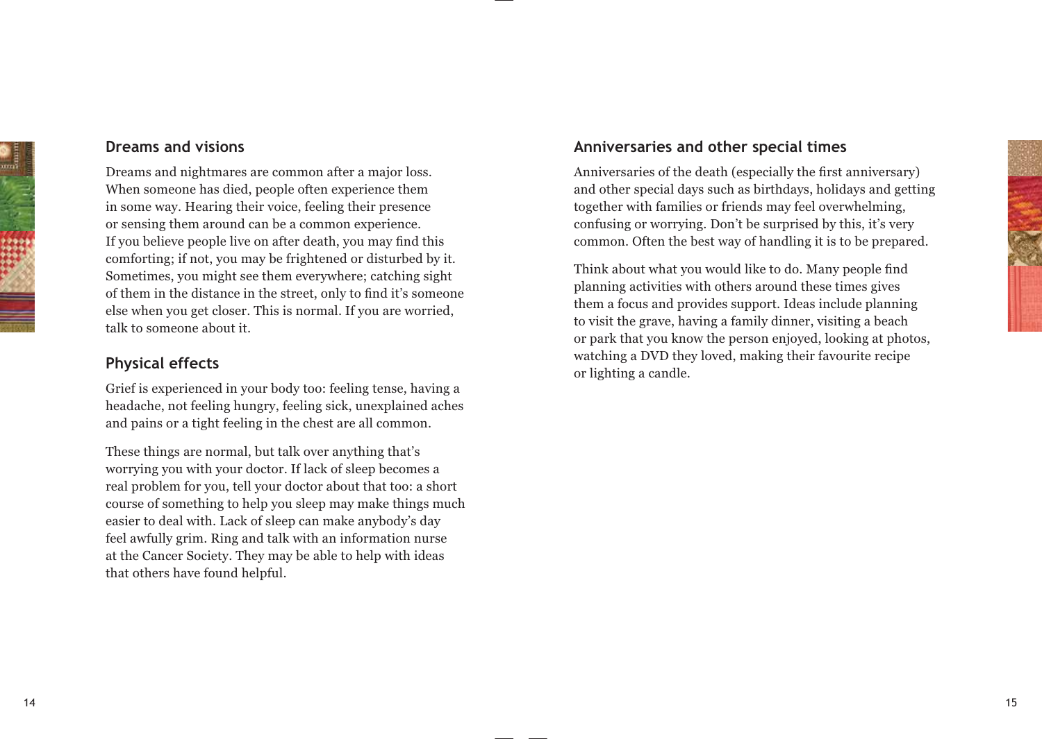## Dreams and visions

Dreams and nightmares are common after a major loss. When someone has died, people often experience them in some way. Hearing their voice, feeling their presence or sensing them around can be a common experience. If you believe people live on after death, you may find this comforting; if not, you may be frightened or disturbed by it. Sometimes, you might see them everywhere; catching sight of them in the distance in the street, only to find it's someone else when you get closer. This is normal. If you are worried, talk to someone about it.

## Physical effects

Grief is experienced in your body too: feeling tense, having a headache, not feeling hungry, feeling sick, unexplained aches and pains or a tight feeling in the chest are all common.

These things are normal, but talk over anything that's worrying you with your doctor. If lack of sleep becomes a real problem for you, tell your doctor about that too: a short course of something to help you sleep may make things much easier to deal with. Lack of sleep can make anybody's day feel awfully grim. Ring and talk with an information nurse at the Cancer Society. They may be able to help with ideas that others have found helpful.

## Anniversaries and other special times

Anniversaries of the death (especially the first anniversary) and other special days such as birthdays, holidays and getting together with families or friends may feel overwhelming, confusing or worrying. Don't be surprised by this, it's very common. Often the best way of handling it is to be prepared.

Think about what you would like to do. Many people find planning activities with others around these times gives them a focus and provides support. Ideas include planning to visit the grave, having a family dinner, visiting a beach or park that you know the person enjoyed, looking at photos, watching a DVD they loved, making their favourite recipe or lighting a candle.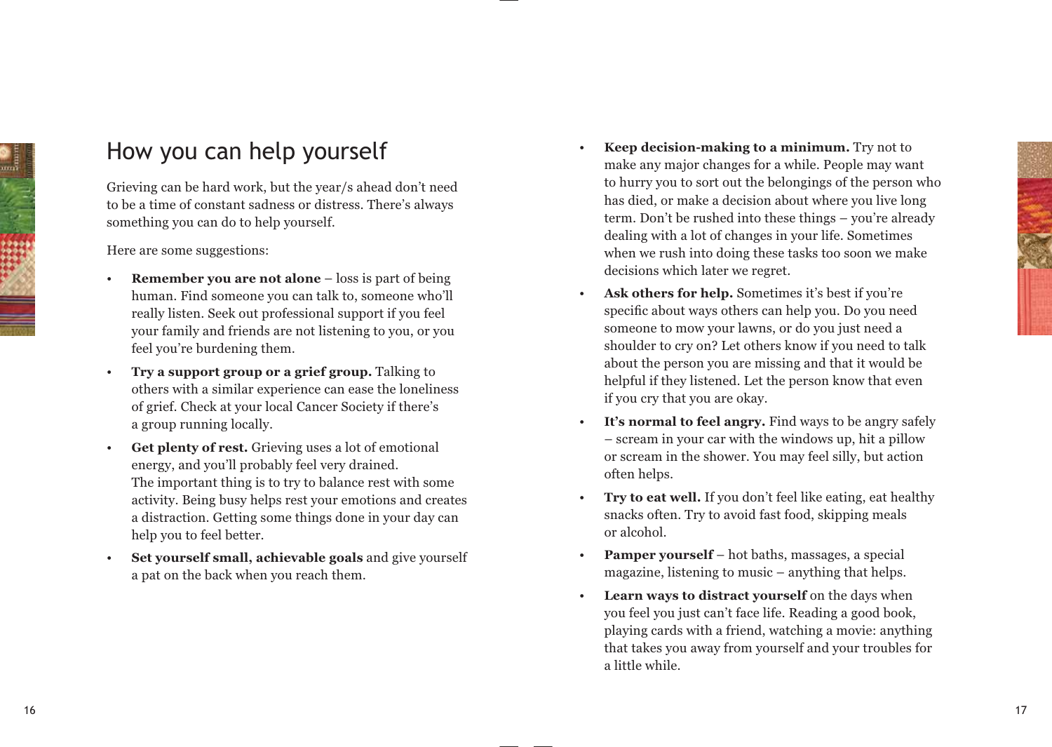## How you can help yourself

Grieving can be hard work, but the year/s ahead don't need to be a time of constant sadness or distress. There's always something you can do to help yourself.

Here are some suggestions:

- **Remember you are not alone** – loss is part of being human. Find someone you can talk to, someone who'll really listen. Seek out professional support if you feel your family and friends are not listening to you, or you feel you're burdening them.
- **Try a support group or a grief group.** Talking to others with a similar experience can ease the loneliness of grief. Check at your local Cancer Society if there's a group running locally.
- **Get plenty of rest.** Grieving uses a lot of emotional energy, and you'll probably feel very drained. The important thing is to try to balance rest with some activity. Being busy helps rest your emotions and creates a distraction. Getting some things done in your day can help you to feel better.
- **Set yourself small, achievable goals** and give yourself a pat on the back when you reach them.
- **Keep decision-making to a minimum.** Try not to make any major changes for a while. People may want to hurry you to sort out the belongings of the person who has died, or make a decision about where you live long term. Don't be rushed into these things – you're already dealing with a lot of changes in your life. Sometimes when we rush into doing these tasks too soon we make decisions which later we regret.
- **Ask others for help.** Sometimes it's best if you're specific about ways others can help you. Do you need someone to mow your lawns, or do you just need a shoulder to cry on? Let others know if you need to talk about the person you are missing and that it would be helpful if they listened. Let the person know that even if you cry that you are okay.
- **It's normal to feel angry.** Find ways to be angry safely – scream in your car with the windows up, hit a pillow or scream in the shower. You may feel silly, but action often helps.
- **Try to eat well.** If you don't feel like eating, eat healthy snacks often. Try to avoid fast food, skipping meals or alcohol.
- **Pamper yourself** – hot baths, massages, a special magazine, listening to music – anything that helps.
- **Learn ways to distract yourself** on the days when you feel you just can't face life. Reading a good book, playing cards with a friend, watching a movie: anything that takes you away from yourself and your troubles for a little while.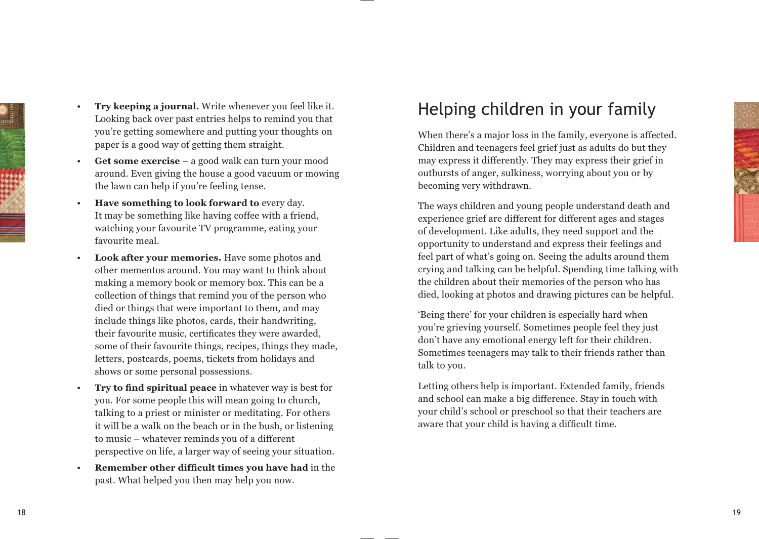- **Try keeping a journal.** Write whenever you feel like it. Looking back over past entries helps to remind you that you're getting somewhere and putting your thoughts on paper is a good way of getting them straight.
- **Get some exercise** – a good walk can turn your mood around. Even giving the house a good vacuum or mowing the lawn can help if you're feeling tense.
- **Have something to look forward to** every day. It may be something like having coffee with a friend, watching your favourite TV programme, eating your favourite meal.
- **Look after your memories.** Have some photos and other mementos around. You may want to think about making a memory book or memory box. This can be a collection of things that remind you of the person who died or things that were important to them, and may include things like photos, cards, their handwriting, their favourite music, certificates they were awarded, some of their favourite things, recipes, things they made, letters, postcards, poems, tickets from holidays and shows or some personal possessions.
- **Try to find spiritual peace** in whatever way is best for you. For some people this will mean going to church, talking to a priest or minister or meditating. For others it will be a walk on the beach or in the bush, or listening to music – whatever reminds you of a different perspective on life, a larger way of seeing your situation.
- **Remember other difficult times you have had** in the past. What helped you then may help you now.

## Helping children in your family

When there's a major loss in the family, everyone is affected. Children and teenagers feel grief just as adults do but they may express it differently. They may express their grief in outbursts of anger, sulkiness, worrying about you or by becoming very withdrawn.

The ways children and young people understand death and experience grief are different for different ages and stages of development. Like adults, they need support and the opportunity to understand and express their feelings and feel part of what's going on. Seeing the adults around them crying and talking can be helpful. Spending time talking with the children about their memories of the person who has died, looking at photos and drawing pictures can be helpful.

'Being there' for your children is especially hard when you're grieving yourself. Sometimes people feel they just don't have any emotional energy left for their children. Sometimes teenagers may talk to their friends rather than talk to you.

Letting others help is important. Extended family, friends and school can make a big difference. Stay in touch with your child's school or preschool so that their teachers are aware that your child is having a difficult time.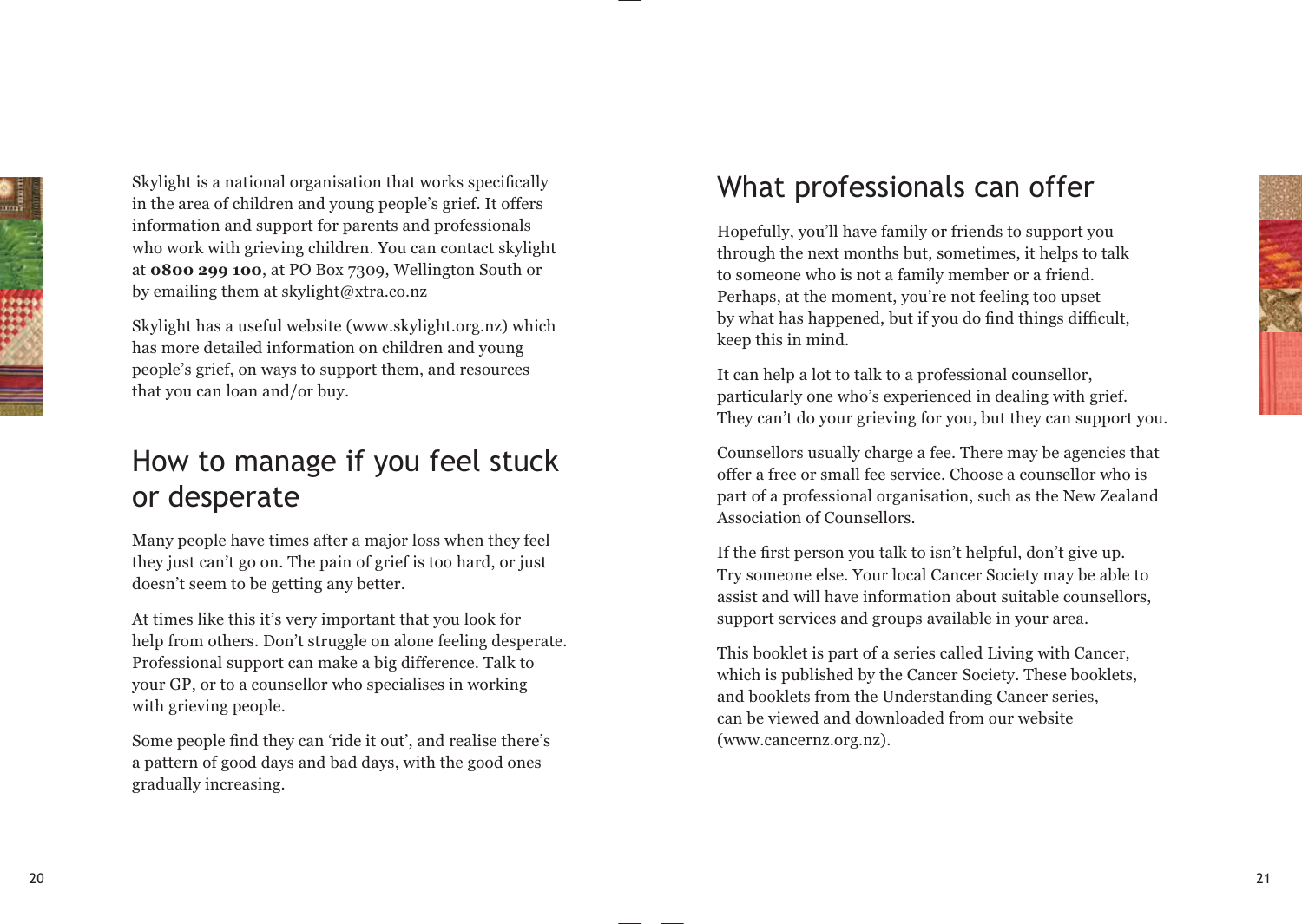Skylight is a national organisation that works specifically in the area of children and young people's grief. It offers information and support for parents and professionals who work with grieving children. You can contact skylight at **0800 299 100**, at PO Box 7309, Wellington South or by emailing them at skylight@xtra.co.nz

Skylight has a useful website (www.skylight.org.nz) which has more detailed information on children and young people's grief, on ways to support them, and resources that you can loan and/or buy.

## How to manage if you feel stuck or desperate

Many people have times after a major loss when they feel they just can't go on. The pain of grief is too hard, or just doesn't seem to be getting any better.

At times like this it's very important that you look for help from others. Don't struggle on alone feeling desperate. Professional support can make a big difference. Talk to your GP, or to a counsellor who specialises in working with grieving people.

Some people find they can 'ride it out', and realise there's a pattern of good days and bad days, with the good ones gradually increasing.

## What professionals can offer

Hopefully, you'll have family or friends to support you through the next months but, sometimes, it helps to talk to someone who is not a family member or a friend. Perhaps, at the moment, you're not feeling too upset by what has happened, but if you do find things difficult, keep this in mind.

It can help a lot to talk to a professional counsellor, particularly one who's experienced in dealing with grief. They can't do your grieving for you, but they can support you.

Counsellors usually charge a fee. There may be agencies that offer a free or small fee service. Choose a counsellor who is part of a professional organisation, such as the New Zealand Association of Counsellors.

If the first person you talk to isn't helpful, don't give up. Try someone else. Your local Cancer Society may be able to assist and will have information about suitable counsellors, support services and groups available in your area.

This booklet is part of a series called Living with Cancer, which is published by the Cancer Society. These booklets, and booklets from the Understanding Cancer series, can be viewed and downloaded from our website (www.cancernz.org.nz).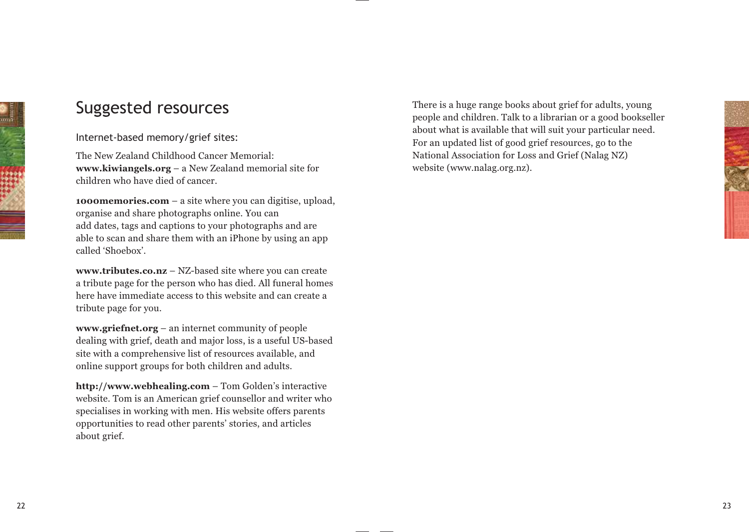# Suggested resources

## Internet-based memory/grief sites:

The New Zealand Childhood Cancer Memorial: **www.kiwiangels.org** – a New Zealand memorial site for children who have died of cancer.

**1000memories.com** – a site where you can digitise, upload, organise and share photographs online. You can add dates, tags and captions to your photographs and are able to scan and share them with an iPhone by using an app called 'Shoebox'.

**www.tributes.co.nz** – NZ-based site where you can create a tribute page for the person who has died. All funeral homes here have immediate access to this website and can create a tribute page for you.

**www.griefnet.org** – an internet community of people dealing with grief, death and major loss, is a useful US-based site with a comprehensive list of resources available, and online support groups for both children and adults.

**http://www.webhealing.com** – Tom Golden's interactive website. Tom is an American grief counsellor and writer who specialises in working with men. His website offers parents opportunities to read other parents' stories, and articles about grief.

There is a huge range books about grief for adults, young people and children. Talk to a librarian or a good bookseller about what is available that will suit your particular need. For an updated list of good grief resources, go to the National Association for Loss and Grief (Nalag NZ) website (www.nalag.org.nz).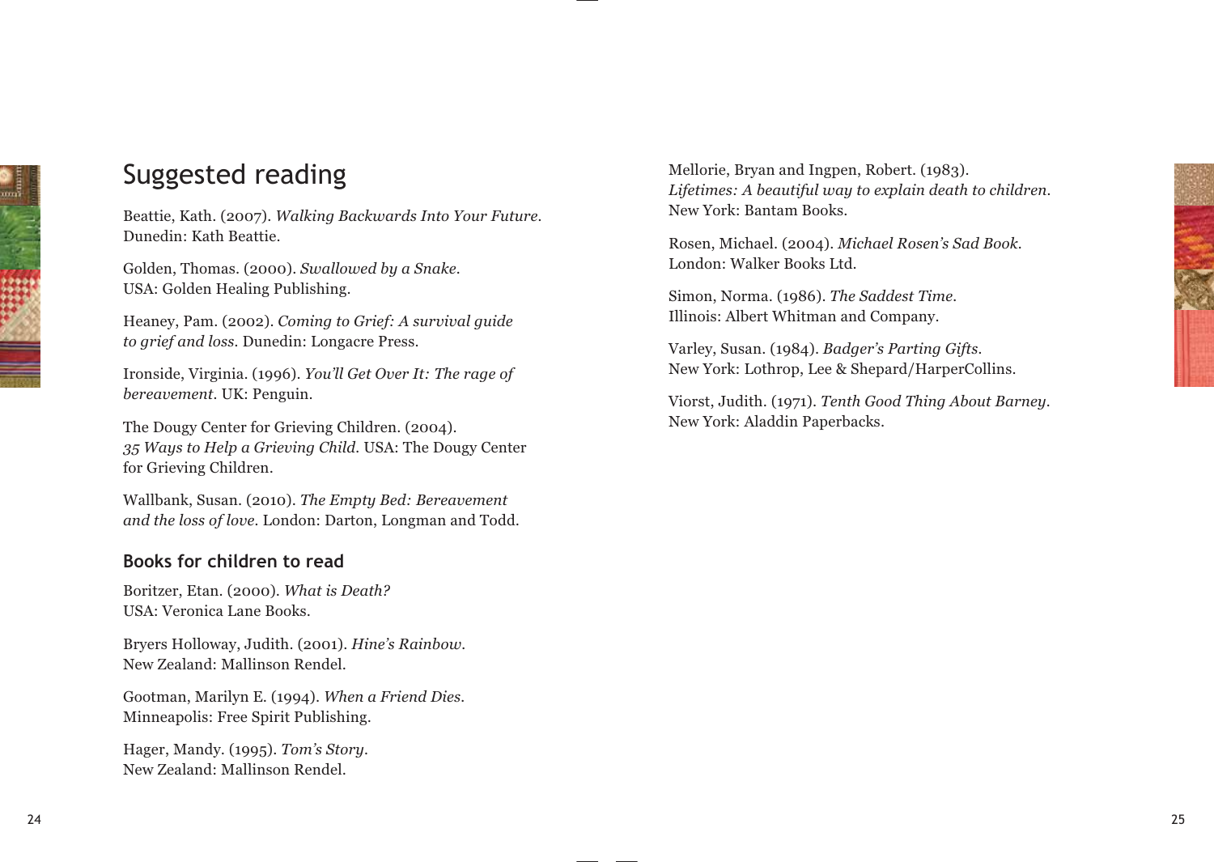# Suggested reading

Beattie, Kath. (2007). *Walking Backwards Into Your Future*. Dunedin: Kath Beattie.

Golden, Thomas. (2000). *Swallowed by a Snake*. USA: Golden Healing Publishing.

Heaney, Pam. (2002). *Coming to Grief: A survival guide to grief and loss*. Dunedin: Longacre Press.

Ironside, Virginia. (1996). *You'll Get Over It: The rage of bereavement*. UK: Penguin.

The Dougy Center for Grieving Children. (2004). *35 Ways to Help a Grieving Child*. USA: The Dougy Center for Grieving Children.

Wallbank, Susan. (2010). *The Empty Bed: Bereavement and the loss of love*. London: Darton, Longman and Todd.

## Books for children to read

Boritzer, Etan. (2000). *What is Death?* USA: Veronica Lane Books.

Bryers Holloway, Judith. (2001). *Hine's Rainbow*. New Zealand: Mallinson Rendel.

Gootman, Marilyn E. (1994). *When a Friend Dies*. Minneapolis: Free Spirit Publishing.

Hager, Mandy. (1995). *Tom's Story*. New Zealand: Mallinson Rendel.

Mellorie, Bryan and Ingpen, Robert. (1983). *Lifetimes: A beautiful way to explain death to children*. New York: Bantam Books.

Rosen, Michael. (2004). *Michael Rosen's Sad Book*. London: Walker Books Ltd.

Simon, Norma. (1986). *The Saddest Time*. Illinois: Albert Whitman and Company.

Varley, Susan. (1984). *Badger's Parting Gifts*. New York: Lothrop, Lee & Shepard/HarperCollins.

Viorst, Judith. (1971). *Tenth Good Thing About Barney*. New York: Aladdin Paperbacks.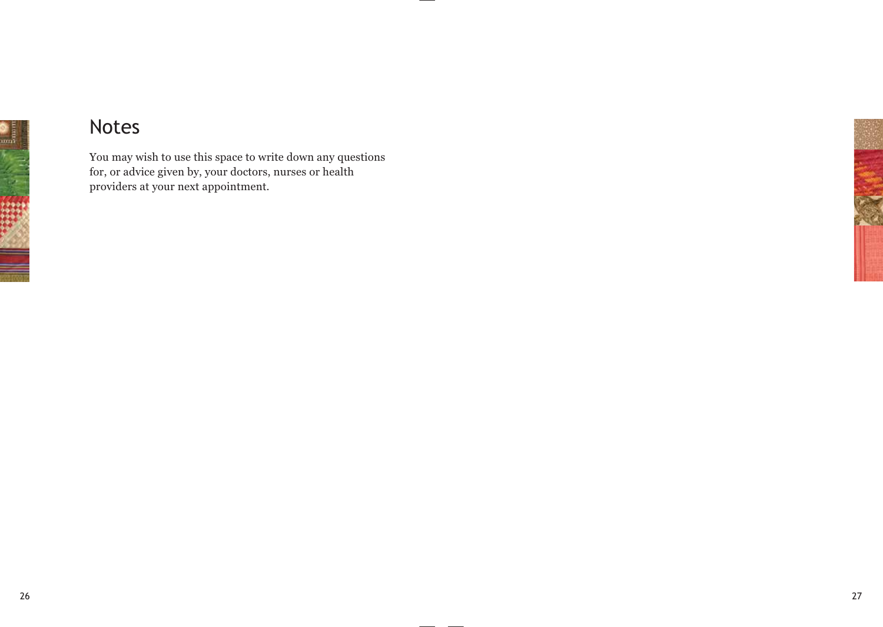# Notes

You may wish to use this space to write down any questions for, or advice given by, your doctors, nurses or health providers at your next appointment.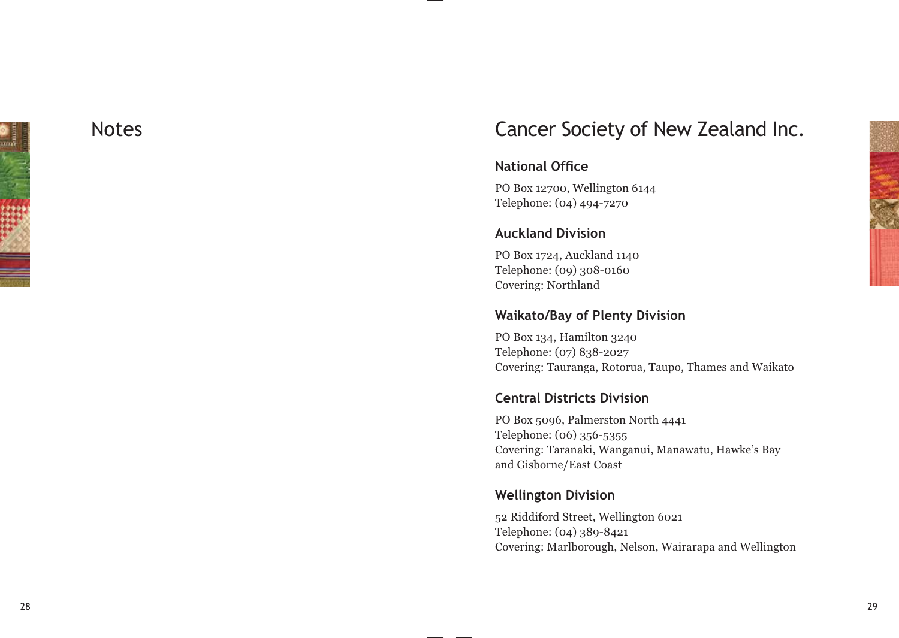# Notes

# Cancer Society of New Zealand Inc.

## National Office

PO Box 12700, Wellington 6144
Telephone: (04) 494-7270

## Auckland Division

PO Box 1724, Auckland 1140
Telephone: (09) 308-0160
Covering: Northland

## Waikato/Bay of Plenty Division

PO Box 134, Hamilton 3240
Telephone: (07) 838-2027
Covering: Tauranga, Rotorua, Taupo, Thames and Waikato

## Central Districts Division

PO Box 5096, Palmerston North 4441
Telephone: (06) 356-5355
Covering: Taranaki, Wanganui, Manawatu, Hawke's Bay and Gisborne/East Coast

## Wellington Division

52 Riddiford Street, Wellington 6021
Telephone: (04) 389-8421
Covering: Marlborough, Nelson, Wairarapa and Wellington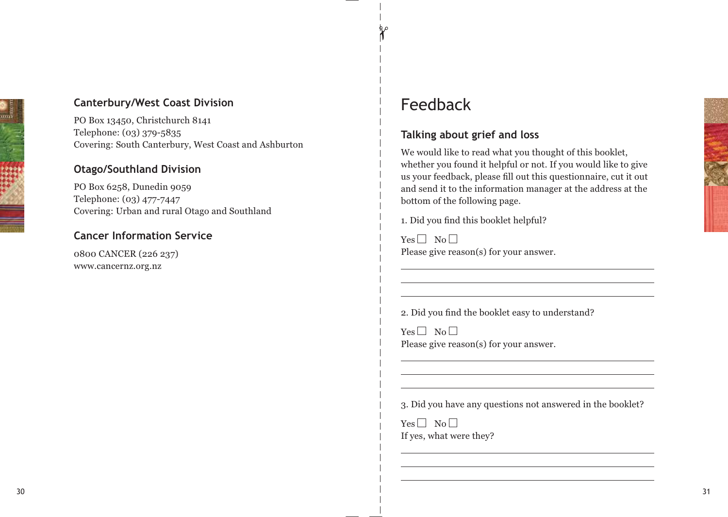### Canterbury/West Coast Division

PO Box 13450, Christchurch 8141
Telephone: (03) 379-5835
Covering: South Canterbury, West Coast and Ashburton

### Otago/Southland Division

PO Box 6258, Dunedin 9059
Telephone: (03) 477-7447
Covering: Urban and rural Otago and Southland

### Cancer Information Service

0800 CANCER (226 237)
www.cancernz.org.nz

# Feedback

## Talking about grief and loss

We would like to read what you thought of this booklet, whether you found it helpful or not. If you would like to give us your feedback, please fill out this questionnaire, cut it out and send it to the information manager at the address at the bottom of the following page.

1. Did you find this booklet helpful?

Yes ☐ No ☐
Please give reason(s) for your answer.

___

___

___

2. Did you find the booklet easy to understand?

Yes ☐ No ☐
Please give reason(s) for your answer.

___

___

___

3. Did you have any questions not answered in the booklet?

Yes ☐ No ☐
If yes, what were they?

___

___

___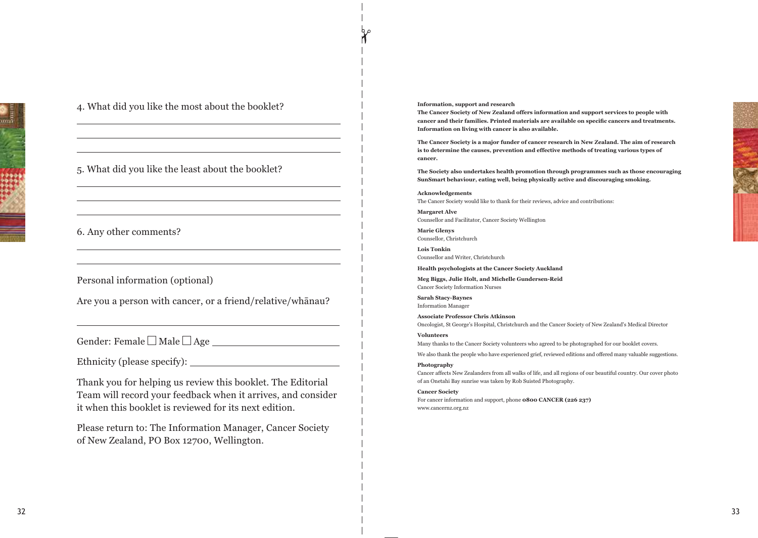4. What did you like the most about the booklet?

\_\_\_\_\_\_\_\_\_\_\_\_\_\_\_\_\_\_\_\_\_\_\_\_\_\_\_\_\_\_\_\_\_\_\_\_\_\_\_\_

\_\_\_\_\_\_\_\_\_\_\_\_\_\_\_\_\_\_\_\_\_\_\_\_\_\_\_\_\_\_\_\_\_\_\_\_\_\_\_\_

\_\_\_\_\_\_\_\_\_\_\_\_\_\_\_\_\_\_\_\_\_\_\_\_\_\_\_\_\_\_\_\_\_\_\_\_\_\_\_\_

5. What did you like the least about the booklet?

\_\_\_\_\_\_\_\_\_\_\_\_\_\_\_\_\_\_\_\_\_\_\_\_\_\_\_\_\_\_\_\_\_\_\_\_\_\_\_\_

\_\_\_\_\_\_\_\_\_\_\_\_\_\_\_\_\_\_\_\_\_\_\_\_\_\_\_\_\_\_\_\_\_\_\_\_\_\_\_\_

\_\_\_\_\_\_\_\_\_\_\_\_\_\_\_\_\_\_\_\_\_\_\_\_\_\_\_\_\_\_\_\_\_\_\_\_\_\_\_\_

6. Any other comments?

\_\_\_\_\_\_\_\_\_\_\_\_\_\_\_\_\_\_\_\_\_\_\_\_\_\_\_\_\_\_\_\_\_\_\_\_\_\_\_\_

\_\_\_\_\_\_\_\_\_\_\_\_\_\_\_\_\_\_\_\_\_\_\_\_\_\_\_\_\_\_\_\_\_\_\_\_\_\_\_\_

Personal information (optional)

Are you a person with cancer, or a friend/relative/whānau?

\_\_\_\_\_\_\_\_\_\_\_\_\_\_\_\_\_\_\_\_\_\_\_\_\_\_\_\_\_\_\_\_\_\_\_\_\_\_\_\_

Gender: Female ☐ Male ☐ Age \_\_\_\_\_\_\_\_\_\_\_\_\_\_\_\_\_\_\_\_

Ethnicity (please specify): \_\_\_\_\_\_\_\_\_\_\_\_\_\_\_\_\_\_\_\_

Thank you for helping us review this booklet. The Editorial Team will record your feedback when it arrives, and consider it when this booklet is reviewed for its next edition.

Please return to: The Information Manager, Cancer Society of New Zealand, PO Box 12700, Wellington.

**Information, support and research**

**The Cancer Society of New Zealand offers information and support services to people with cancer and their families. Printed materials are available on specific cancers and treatments. Information on living with cancer is also available.**

**The Cancer Society is a major funder of cancer research in New Zealand. The aim of research is to determine the causes, prevention and effective methods of treating various types of cancer.**

**The Society also undertakes health promotion through programmes such as those encouraging SunSmart behaviour, eating well, being physically active and discouraging smoking.**

**Acknowledgements**

The Cancer Society would like to thank for their reviews, advice and contributions:

**Margaret Alve**
Counsellor and Facilitator, Cancer Society Wellington

**Marie Glenys**
Counsellor, Christchurch

**Lois Tonkin**
Counsellor and Writer, Christchurch

**Health psychologists at the Cancer Society Auckland**

**Meg Biggs, Julie Holt, and Michelle Gundersen-Reid**
Cancer Society Information Nurses

**Sarah Stacy-Baynes**
Information Manager

**Associate Professor Chris Atkinson**
Oncologist, St George's Hospital, Christchurch and the Cancer Society of New Zealand's Medical Director

**Volunteers**

Many thanks to the Cancer Society volunteers who agreed to be photographed for our booklet covers.

We also thank the people who have experienced grief, reviewed editions and offered many valuable suggestions.

**Photography**

Cancer affects New Zealanders from all walks of life, and all regions of our beautiful country. Our cover photo of an Onetahi Bay sunrise was taken by Rob Suisted Photography.

**Cancer Society**

For cancer information and support, phone **0800 CANCER (226 237)**
www.cancernz.org.nz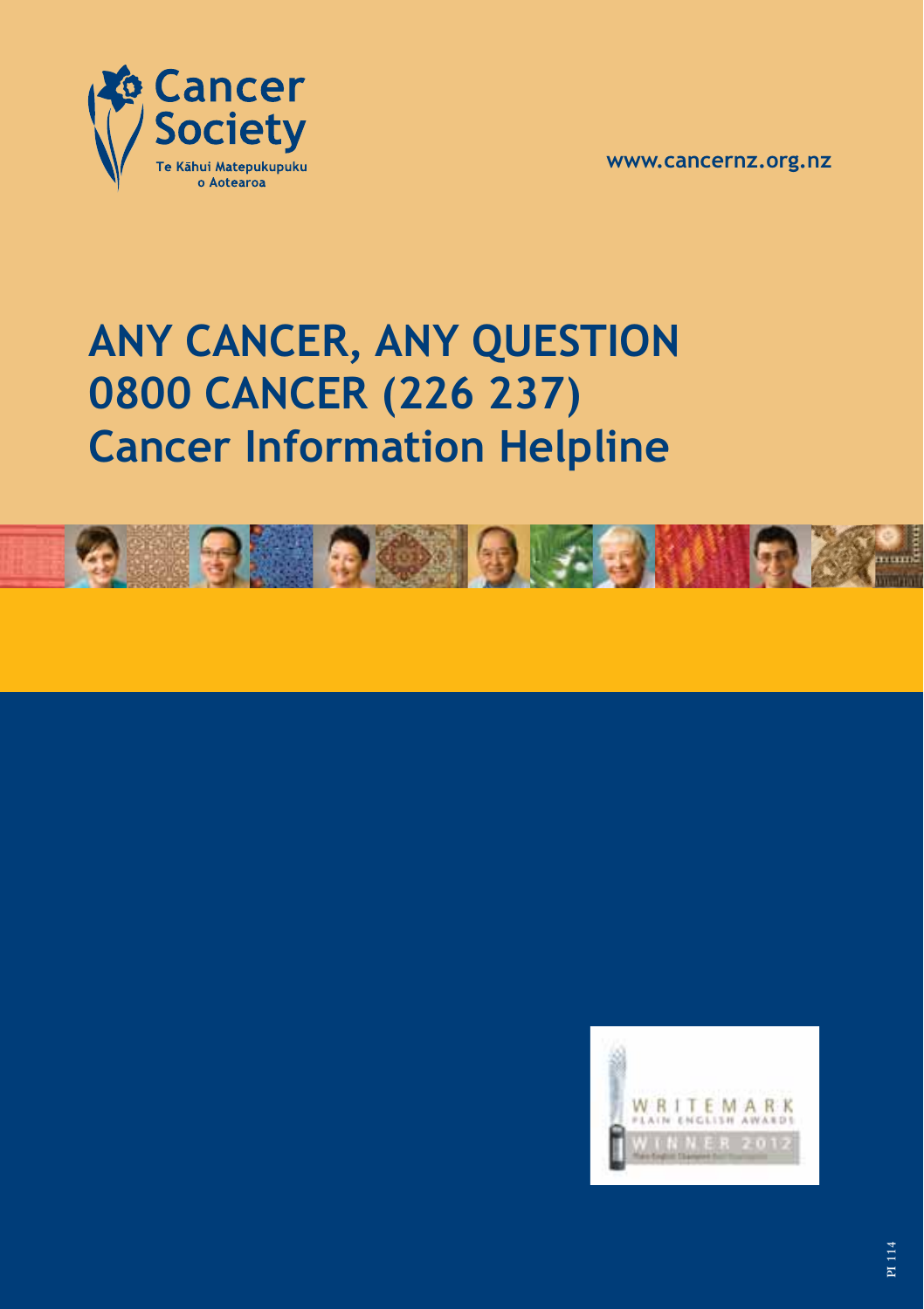Cancer Society

Te Kāhui Matepukupuku o Aotearoa

www.cancernz.org.nz

# ANY CANCER, ANY QUESTION
# 0800 CANCER (226 237)
# Cancer Information Helpline

WRITEMARK PLAIN ENGLISH AWARDS WINNER 2012

PI 114